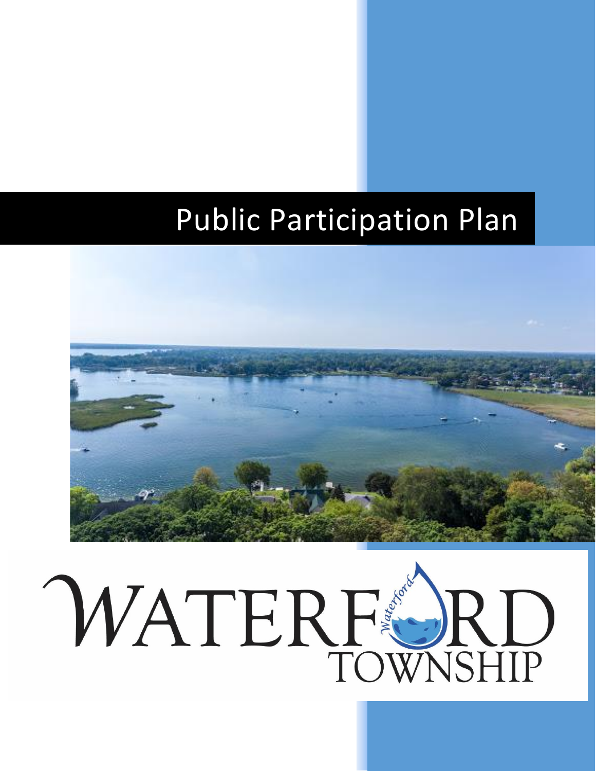# Public Participation Plan

WATERFORD TOWNSHIP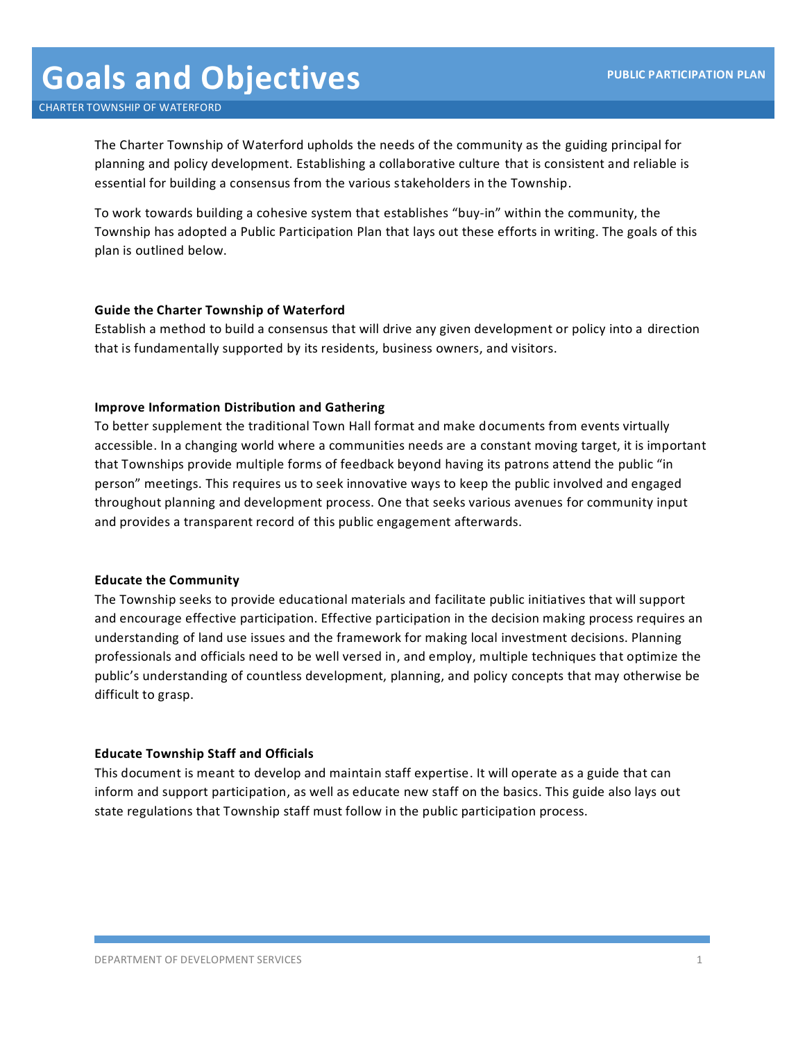# Goals and Objectives

The Charter Township of Waterford upholds the needs of the community as the guiding principal for planning and policy development. Establishing a collaborative culture that is consistent and reliable is essential for building a consensus from the various stakeholders in the Township.

To work towards building a cohesive system that establishes "buy-in" within the community, the Township has adopted a Public Participation Plan that lays out these efforts in writing. The goals of this plan is outlined below.

**Guide the Charter Township of Waterford**
Establish a method to build a consensus that will drive any given development or policy into a direction that is fundamentally supported by its residents, business owners, and visitors.

**Improve Information Distribution and Gathering**
To better supplement the traditional Town Hall format and make documents from events virtually accessible. In a changing world where a communities needs are a constant moving target, it is important that Townships provide multiple forms of feedback beyond having its patrons attend the public "in person" meetings. This requires us to seek innovative ways to keep the public involved and engaged throughout planning and development process. One that seeks various avenues for community input and provides a transparent record of this public engagement afterwards.

**Educate the Community**
The Township seeks to provide educational materials and facilitate public initiatives that will support and encourage effective participation. Effective participation in the decision making process requires an understanding of land use issues and the framework for making local investment decisions. Planning professionals and officials need to be well versed in, and employ, multiple techniques that optimize the public's understanding of countless development, planning, and policy concepts that may otherwise be difficult to grasp.

**Educate Township Staff and Officials**
This document is meant to develop and maintain staff expertise. It will operate as a guide that can inform and support participation, as well as educate new staff on the basics. This guide also lays out state regulations that Township staff must follow in the public participation process.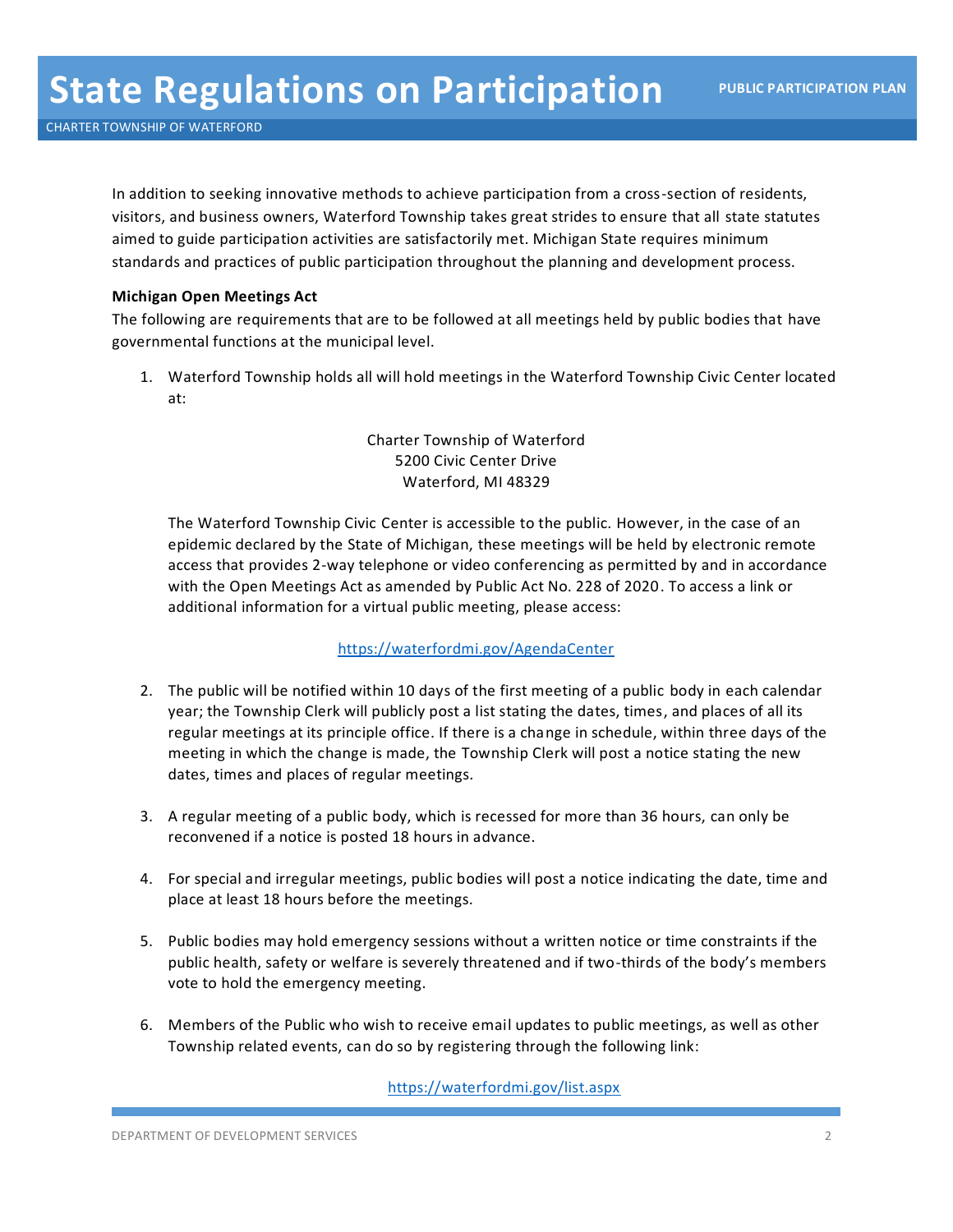# State Regulations on Participation

In addition to seeking innovative methods to achieve participation from a cross-section of residents, visitors, and business owners, Waterford Township takes great strides to ensure that all state statutes aimed to guide participation activities are satisfactorily met. Michigan State requires minimum standards and practices of public participation throughout the planning and development process.

**Michigan Open Meetings Act**

The following are requirements that are to be followed at all meetings held by public bodies that have governmental functions at the municipal level.

1. Waterford Township holds all will hold meetings in the Waterford Township Civic Center located at:

   Charter Township of Waterford
   5200 Civic Center Drive
   Waterford, MI 48329

   The Waterford Township Civic Center is accessible to the public. However, in the case of an epidemic declared by the State of Michigan, these meetings will be held by electronic remote access that provides 2-way telephone or video conferencing as permitted by and in accordance with the Open Meetings Act as amended by Public Act No. 228 of 2020. To access a link or additional information for a virtual public meeting, please access:

   https://waterfordmi.gov/AgendaCenter

2. The public will be notified within 10 days of the first meeting of a public body in each calendar year; the Township Clerk will publicly post a list stating the dates, times, and places of all its regular meetings at its principle office. If there is a change in schedule, within three days of the meeting in which the change is made, the Township Clerk will post a notice stating the new dates, times and places of regular meetings.

3. A regular meeting of a public body, which is recessed for more than 36 hours, can only be reconvened if a notice is posted 18 hours in advance.

4. For special and irregular meetings, public bodies will post a notice indicating the date, time and place at least 18 hours before the meetings.

5. Public bodies may hold emergency sessions without a written notice or time constraints if the public health, safety or welfare is severely threatened and if two-thirds of the body's members vote to hold the emergency meeting.

6. Members of the Public who wish to receive email updates to public meetings, as well as other Township related events, can do so by registering through the following link:

   https://waterfordmi.gov/list.aspx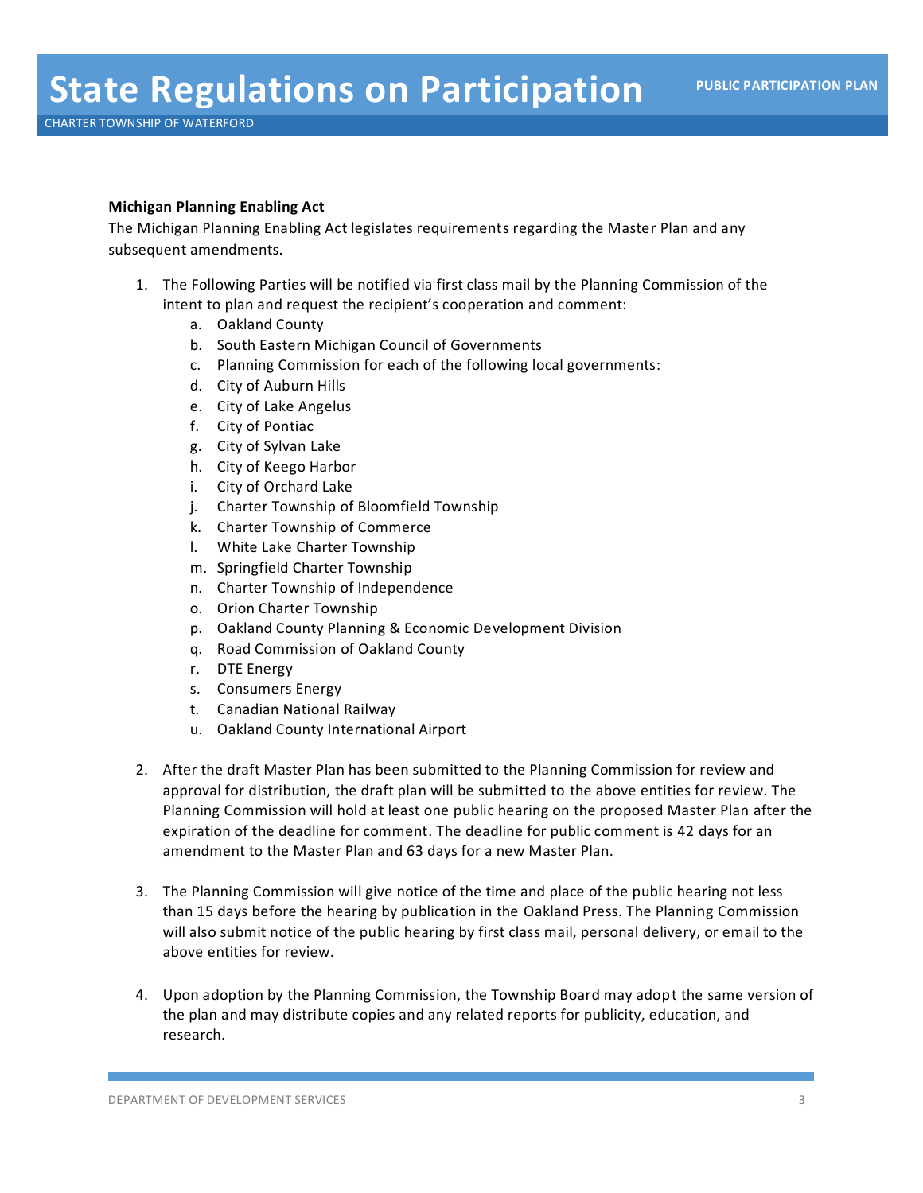# State Regulations on Participation

**Michigan Planning Enabling Act**

The Michigan Planning Enabling Act legislates requirements regarding the Master Plan and any subsequent amendments.

1. The Following Parties will be notified via first class mail by the Planning Commission of the intent to plan and request the recipient's cooperation and comment:
   a. Oakland County
   b. South Eastern Michigan Council of Governments
   c. Planning Commission for each of the following local governments:
   d. City of Auburn Hills
   e. City of Lake Angelus
   f. City of Pontiac
   g. City of Sylvan Lake
   h. City of Keego Harbor
   i. City of Orchard Lake
   j. Charter Township of Bloomfield Township
   k. Charter Township of Commerce
   l. White Lake Charter Township
   m. Springfield Charter Township
   n. Charter Township of Independence
   o. Orion Charter Township
   p. Oakland County Planning & Economic Development Division
   q. Road Commission of Oakland County
   r. DTE Energy
   s. Consumers Energy
   t. Canadian National Railway
   u. Oakland County International Airport

2. After the draft Master Plan has been submitted to the Planning Commission for review and approval for distribution, the draft plan will be submitted to the above entities for review. The Planning Commission will hold at least one public hearing on the proposed Master Plan after the expiration of the deadline for comment. The deadline for public comment is 42 days for an amendment to the Master Plan and 63 days for a new Master Plan.

3. The Planning Commission will give notice of the time and place of the public hearing not less than 15 days before the hearing by publication in the Oakland Press. The Planning Commission will also submit notice of the public hearing by first class mail, personal delivery, or email to the above entities for review.

4. Upon adoption by the Planning Commission, the Township Board may adopt the same version of the plan and may distribute copies and any related reports for publicity, education, and research.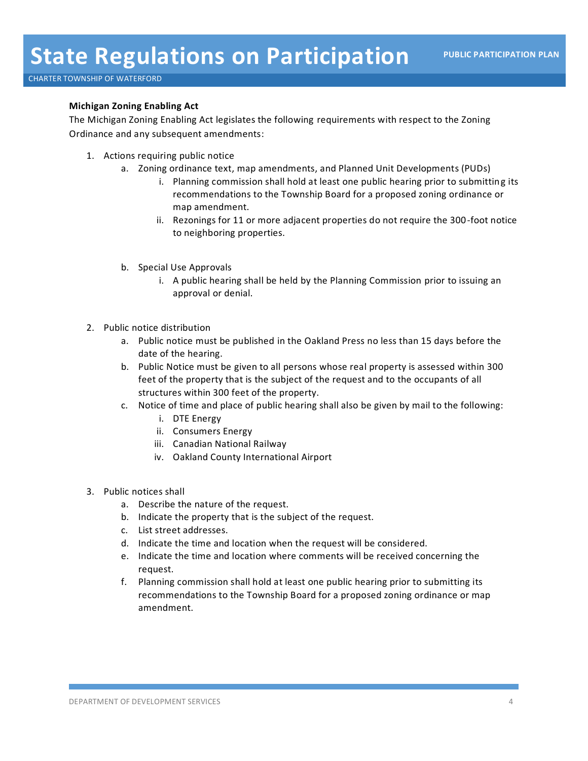# State Regulations on Participation

**Michigan Zoning Enabling Act**

The Michigan Zoning Enabling Act legislates the following requirements with respect to the Zoning Ordinance and any subsequent amendments:

1. Actions requiring public notice
    a. Zoning ordinance text, map amendments, and Planned Unit Developments (PUDs)
        i. Planning commission shall hold at least one public hearing prior to submitting its recommendations to the Township Board for a proposed zoning ordinance or map amendment.
        ii. Rezonings for 11 or more adjacent properties do not require the 300-foot notice to neighboring properties.

    b. Special Use Approvals
        i. A public hearing shall be held by the Planning Commission prior to issuing an approval or denial.

2. Public notice distribution
    a. Public notice must be published in the Oakland Press no less than 15 days before the date of the hearing.
    b. Public Notice must be given to all persons whose real property is assessed within 300 feet of the property that is the subject of the request and to the occupants of all structures within 300 feet of the property.
    c. Notice of time and place of public hearing shall also be given by mail to the following:
        i. DTE Energy
        ii. Consumers Energy
        iii. Canadian National Railway
        iv. Oakland County International Airport

3. Public notices shall
    a. Describe the nature of the request.
    b. Indicate the property that is the subject of the request.
    c. List street addresses.
    d. Indicate the time and location when the request will be considered.
    e. Indicate the time and location where comments will be received concerning the request.
    f. Planning commission shall hold at least one public hearing prior to submitting its recommendations to the Township Board for a proposed zoning ordinance or map amendment.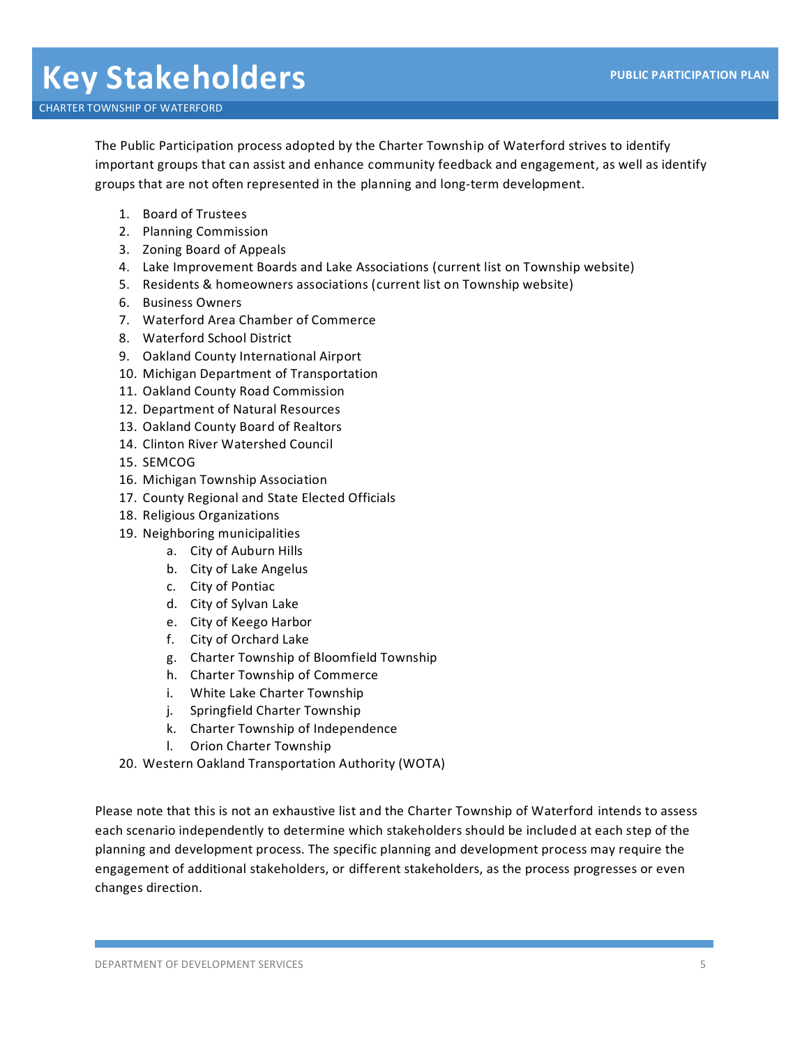# Key Stakeholders

CHARTER TOWNSHIP OF WATERFORD

The Public Participation process adopted by the Charter Township of Waterford strives to identify important groups that can assist and enhance community feedback and engagement, as well as identify groups that are not often represented in the planning and long-term development.

1. Board of Trustees
2. Planning Commission
3. Zoning Board of Appeals
4. Lake Improvement Boards and Lake Associations (current list on Township website)
5. Residents & homeowners associations (current list on Township website)
6. Business Owners
7. Waterford Area Chamber of Commerce
8. Waterford School District
9. Oakland County International Airport
10. Michigan Department of Transportation
11. Oakland County Road Commission
12. Department of Natural Resources
13. Oakland County Board of Realtors
14. Clinton River Watershed Council
15. SEMCOG
16. Michigan Township Association
17. County Regional and State Elected Officials
18. Religious Organizations
19. Neighboring municipalities
    a. City of Auburn Hills
    b. City of Lake Angelus
    c. City of Pontiac
    d. City of Sylvan Lake
    e. City of Keego Harbor
    f. City of Orchard Lake
    g. Charter Township of Bloomfield Township
    h. Charter Township of Commerce
    i. White Lake Charter Township
    j. Springfield Charter Township
    k. Charter Township of Independence
    l. Orion Charter Township
20. Western Oakland Transportation Authority (WOTA)

Please note that this is not an exhaustive list and the Charter Township of Waterford intends to assess each scenario independently to determine which stakeholders should be included at each step of the planning and development process. The specific planning and development process may require the engagement of additional stakeholders, or different stakeholders, as the process progresses or even changes direction.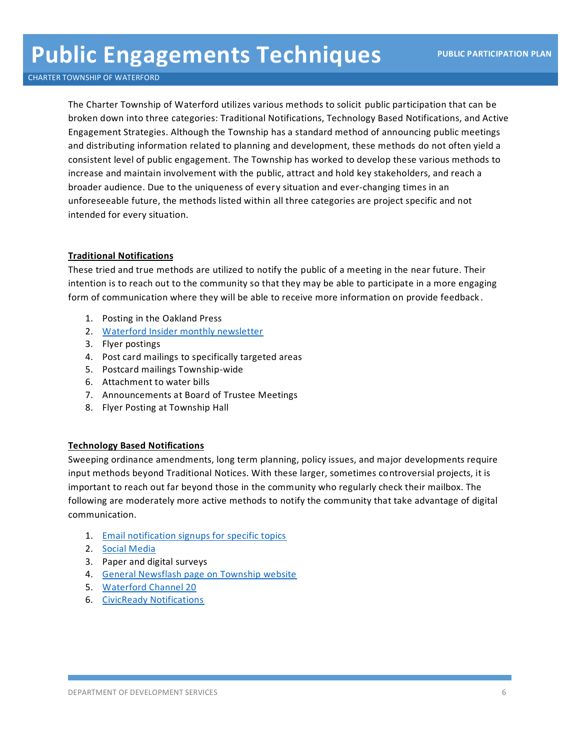# Public Engagements Techniques

The Charter Township of Waterford utilizes various methods to solicit public participation that can be broken down into three categories: Traditional Notifications, Technology Based Notifications, and Active Engagement Strategies. Although the Township has a standard method of announcing public meetings and distributing information related to planning and development, these methods do not often yield a consistent level of public engagement. The Township has worked to develop these various methods to increase and maintain involvement with the public, attract and hold key stakeholders, and reach a broader audience. Due to the uniqueness of every situation and ever-changing times in an unforeseeable future, the methods listed within all three categories are project specific and not intended for every situation.

## Traditional Notifications

These tried and true methods are utilized to notify the public of a meeting in the near future. Their intention is to reach out to the community so that they may be able to participate in a more engaging form of communication where they will be able to receive more information on provide feedback.

1. Posting in the Oakland Press
2. Waterford Insider monthly newsletter
3. Flyer postings
4. Post card mailings to specifically targeted areas
5. Postcard mailings Township-wide
6. Attachment to water bills
7. Announcements at Board of Trustee Meetings
8. Flyer Posting at Township Hall

## Technology Based Notifications

Sweeping ordinance amendments, long term planning, policy issues, and major developments require input methods beyond Traditional Notices. With these larger, sometimes controversial projects, it is important to reach out far beyond those in the community who regularly check their mailbox. The following are moderately more active methods to notify the community that take advantage of digital communication.

1. Email notification signups for specific topics
2. Social Media
3. Paper and digital surveys
4. General Newsflash page on Township website
5. Waterford Channel 20
6. CivicReady Notifications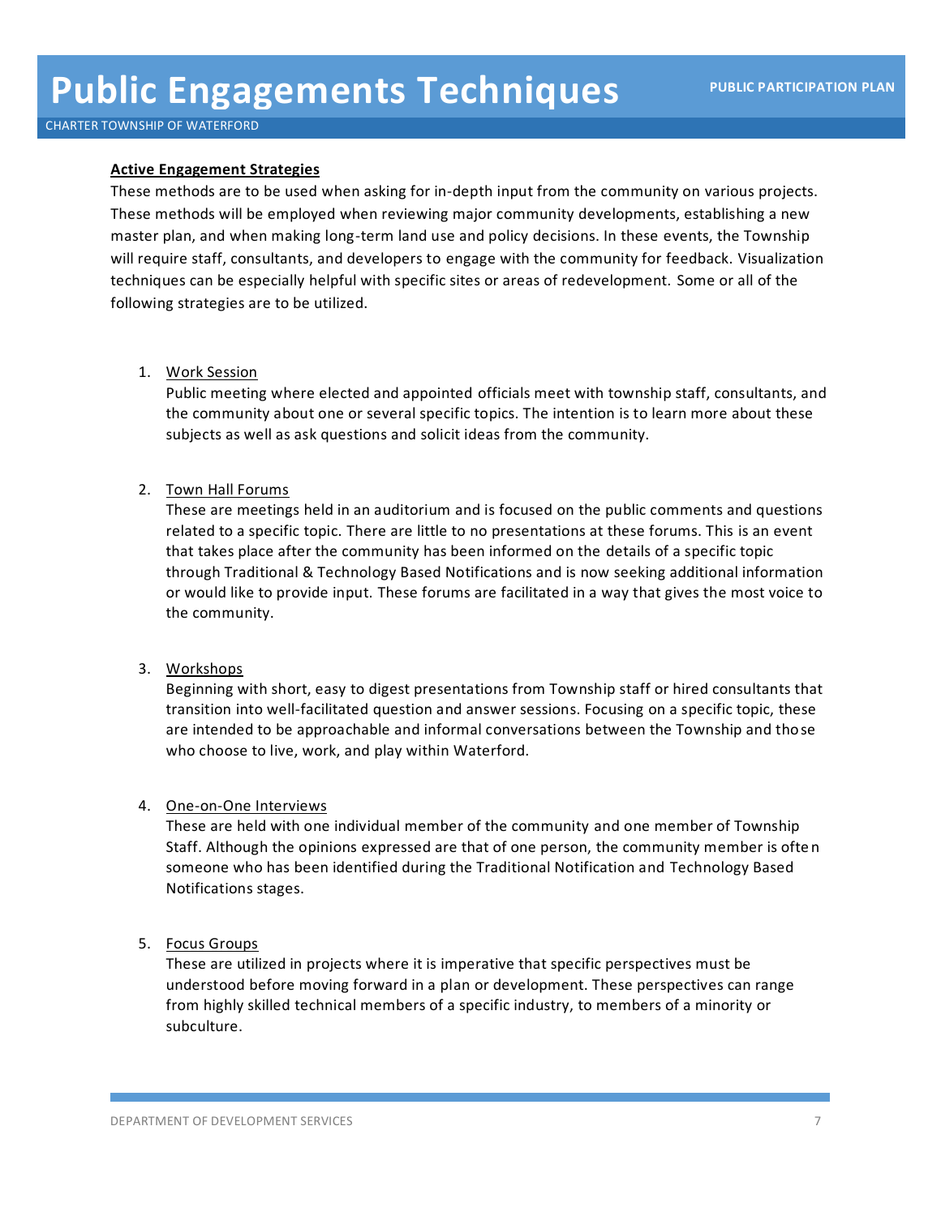## Active Engagement Strategies

These methods are to be used when asking for in-depth input from the community on various projects. These methods will be employed when reviewing major community developments, establishing a new master plan, and when making long-term land use and policy decisions. In these events, the Township will require staff, consultants, and developers to engage with the community for feedback. Visualization techniques can be especially helpful with specific sites or areas of redevelopment. Some or all of the following strategies are to be utilized.

1. Work Session
   Public meeting where elected and appointed officials meet with township staff, consultants, and the community about one or several specific topics. The intention is to learn more about these subjects as well as ask questions and solicit ideas from the community.

2. Town Hall Forums
   These are meetings held in an auditorium and is focused on the public comments and questions related to a specific topic. There are little to no presentations at these forums. This is an event that takes place after the community has been informed on the details of a specific topic through Traditional & Technology Based Notifications and is now seeking additional information or would like to provide input. These forums are facilitated in a way that gives the most voice to the community.

3. Workshops
   Beginning with short, easy to digest presentations from Township staff or hired consultants that transition into well-facilitated question and answer sessions. Focusing on a specific topic, these are intended to be approachable and informal conversations between the Township and those who choose to live, work, and play within Waterford.

4. One-on-One Interviews
   These are held with one individual member of the community and one member of Township Staff. Although the opinions expressed are that of one person, the community member is often someone who has been identified during the Traditional Notification and Technology Based Notifications stages.

5. Focus Groups
   These are utilized in projects where it is imperative that specific perspectives must be understood before moving forward in a plan or development. These perspectives can range from highly skilled technical members of a specific industry, to members of a minority or subculture.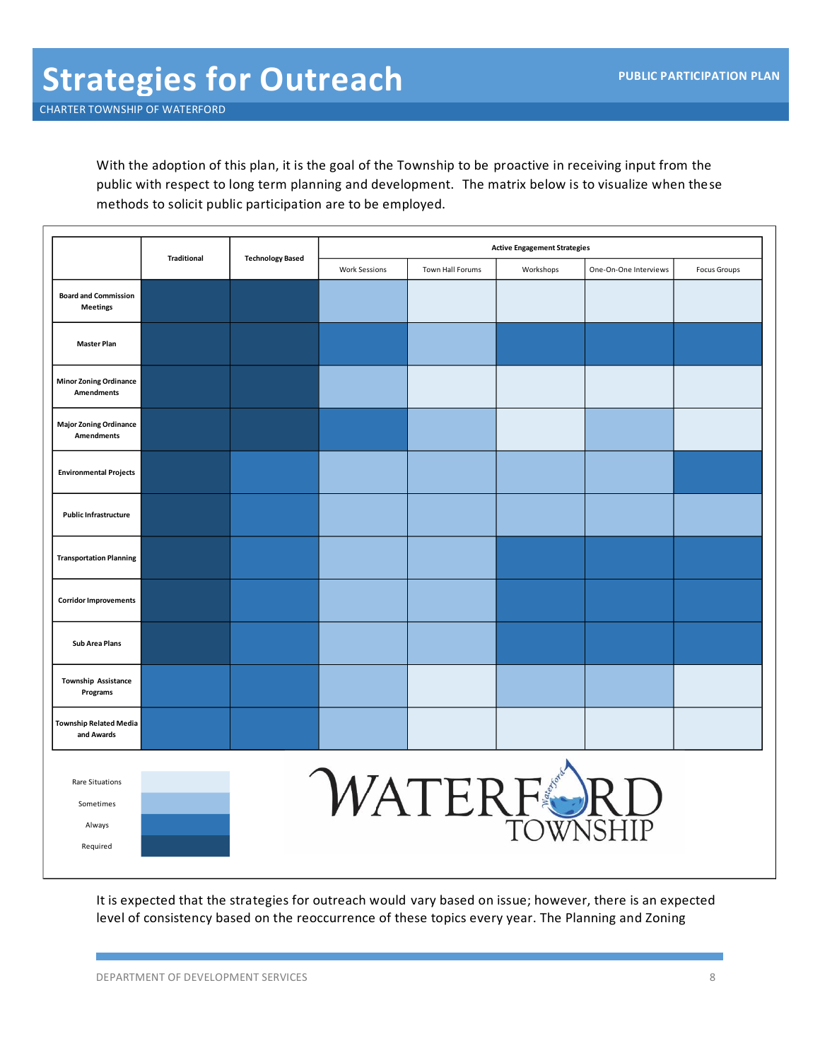# Strategies for Outreach

With the adoption of this plan, it is the goal of the Township to be proactive in receiving input from the public with respect to long term planning and development. The matrix below is to visualize when these methods to solicit public participation are to be employed.

| | Traditional | Technology Based | Active Engagement Strategies | | | | |
|---|---|---|---|---|---|---|---|
| | | | Work Sessions | Town Hall Forums | Workshops | One-On-One Interviews | Focus Groups |
| **Board and Commission Meetings** | Required | Required | Sometimes | Rare Situations | Rare Situations | Rare Situations | Rare Situations |
| **Master Plan** | Required | Required | Always | Sometimes | Always | Always | Always |
| **Minor Zoning Ordinance Amendments** | Required | Required | Sometimes | Rare Situations | Rare Situations | Rare Situations | Rare Situations |
| **Major Zoning Ordinance Amendments** | Required | Required | Always | Sometimes | Rare Situations | Sometimes | Rare Situations |
| **Environmental Projects** | Required | Always | Sometimes | Sometimes | Sometimes | Sometimes | Always |
| **Public Infrastructure** | Required | Always | Sometimes | Sometimes | Sometimes | Sometimes | Sometimes |
| **Transportation Planning** | Required | Always | Sometimes | Sometimes | Always | Always | Always |
| **Corridor Improvements** | Required | Always | Sometimes | Sometimes | Always | Always | Always |
| **Sub Area Plans** | Required | Always | Sometimes | Sometimes | Always | Always | Always |
| **Township Assistance Programs** | Always | Always | Sometimes | Rare Situations | Sometimes | Sometimes | Rare Situations |
| **Township Related Media and Awards** | Always | Always | Sometimes | Rare Situations | Rare Situations | Rare Situations | Rare Situations |

Legend (lightest to darkest shading): Rare Situations, Sometimes, Always, Required

It is expected that the strategies for outreach would vary based on issue; however, there is an expected level of consistency based on the reoccurrence of these topics every year. The Planning and Zoning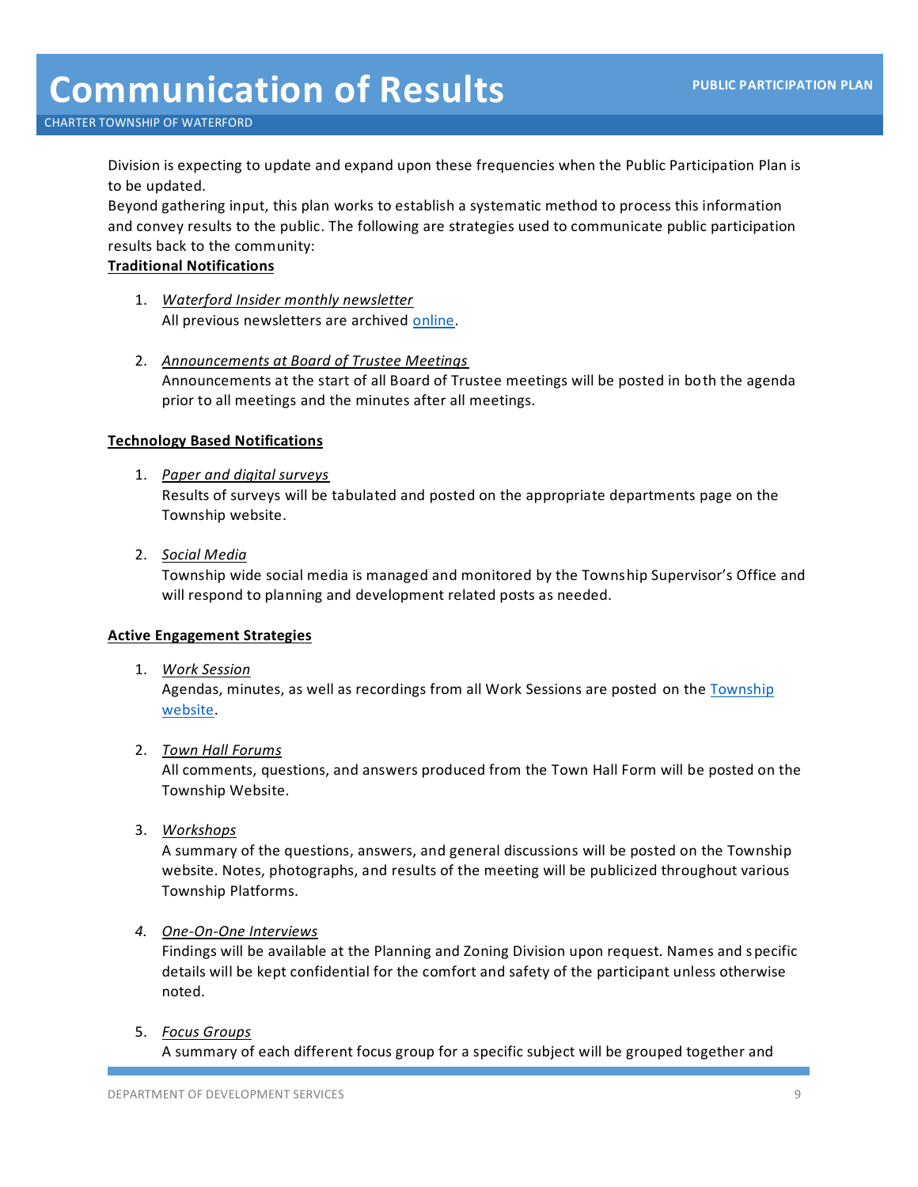# Communication of Results

Division is expecting to update and expand upon these frequencies when the Public Participation Plan is to be updated.

Beyond gathering input, this plan works to establish a systematic method to process this information and convey results to the public. The following are strategies used to communicate public participation results back to the community:

**Traditional Notifications**

1. *Waterford Insider monthly newsletter*
   All previous newsletters are archived [online](#).

2. *Announcements at Board of Trustee Meetings*
   Announcements at the start of all Board of Trustee meetings will be posted in both the agenda prior to all meetings and the minutes after all meetings.

**Technology Based Notifications**

1. *Paper and digital surveys*
   Results of surveys will be tabulated and posted on the appropriate departments page on the Township website.

2. *Social Media*
   Township wide social media is managed and monitored by the Township Supervisor's Office and will respond to planning and development related posts as needed.

**Active Engagement Strategies**

1. *Work Session*
   Agendas, minutes, as well as recordings from all Work Sessions are posted on the [Township website](#).

2. *Town Hall Forums*
   All comments, questions, and answers produced from the Town Hall Form will be posted on the Township Website.

3. *Workshops*
   A summary of the questions, answers, and general discussions will be posted on the Township website. Notes, photographs, and results of the meeting will be publicized throughout various Township Platforms.

4. *One-On-One Interviews*
   Findings will be available at the Planning and Zoning Division upon request. Names and specific details will be kept confidential for the comfort and safety of the participant unless otherwise noted.

5. *Focus Groups*
   A summary of each different focus group for a specific subject will be grouped together and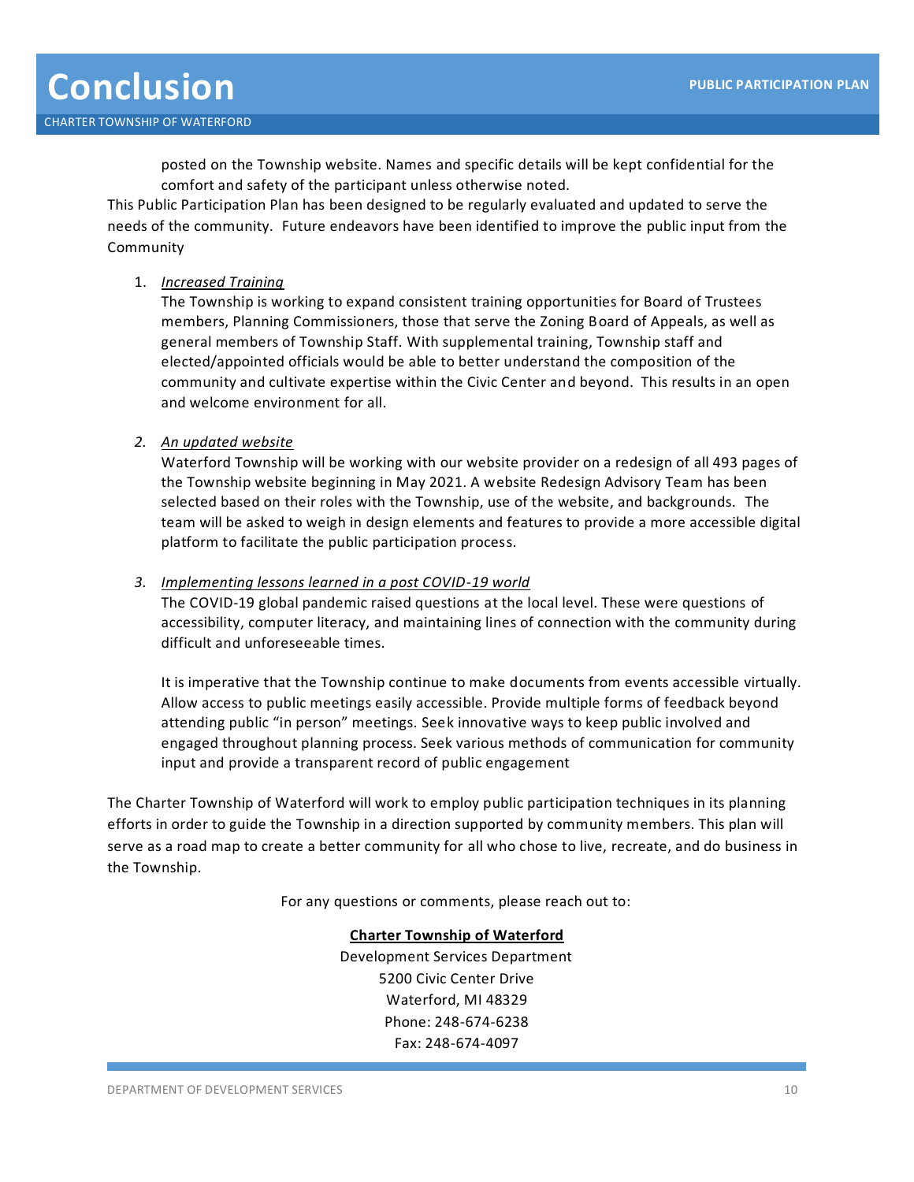# Conclusion

posted on the Township website. Names and specific details will be kept confidential for the comfort and safety of the participant unless otherwise noted.

This Public Participation Plan has been designed to be regularly evaluated and updated to serve the needs of the community. Future endeavors have been identified to improve the public input from the Community

1. *Increased Training*

   The Township is working to expand consistent training opportunities for Board of Trustees members, Planning Commissioners, those that serve the Zoning Board of Appeals, as well as general members of Township Staff. With supplemental training, Township staff and elected/appointed officials would be able to better understand the composition of the community and cultivate expertise within the Civic Center and beyond. This results in an open and welcome environment for all.

2. *An updated website*

   Waterford Township will be working with our website provider on a redesign of all 493 pages of the Township website beginning in May 2021. A website Redesign Advisory Team has been selected based on their roles with the Township, use of the website, and backgrounds. The team will be asked to weigh in design elements and features to provide a more accessible digital platform to facilitate the public participation process.

3. *Implementing lessons learned in a post COVID-19 world*

   The COVID-19 global pandemic raised questions at the local level. These were questions of accessibility, computer literacy, and maintaining lines of connection with the community during difficult and unforeseeable times.

   It is imperative that the Township continue to make documents from events accessible virtually. Allow access to public meetings easily accessible. Provide multiple forms of feedback beyond attending public "in person" meetings. Seek innovative ways to keep public involved and engaged throughout planning process. Seek various methods of communication for community input and provide a transparent record of public engagement

The Charter Township of Waterford will work to employ public participation techniques in its planning efforts in order to guide the Township in a direction supported by community members. This plan will serve as a road map to create a better community for all who chose to live, recreate, and do business in the Township.

For any questions or comments, please reach out to:

**Charter Township of Waterford**
Development Services Department
5200 Civic Center Drive
Waterford, MI 48329
Phone: 248-674-6238
Fax: 248-674-4097